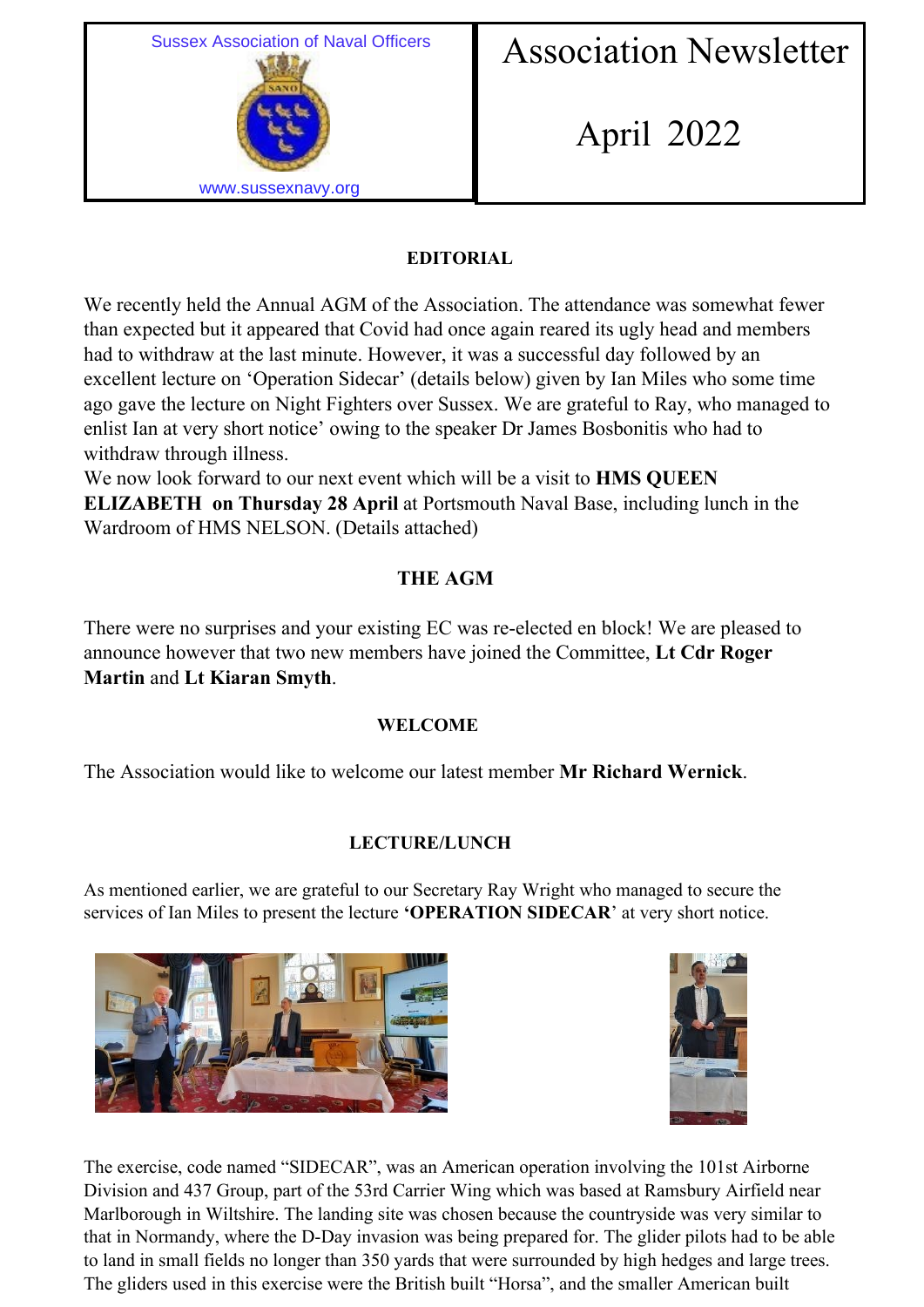Sussex Association of Naval Officers

www.sussexnavy.org

# Association Newsletter

# April 2022

## EDITORIAL

We recently held the Annual AGM of the Association. The attendance was somewhat fewer than expected but it appeared that Covid had once again reared its ugly head and members had to withdraw at the last minute. However, it was a successful day followed by an excellent lecture on 'Operation Sidecar' (details below) given by Ian Miles who some time ago gave the lecture on Night Fighters over Sussex. We are grateful to Ray, who managed to enlist Ian at very short notice' owing to the speaker Dr James Bosbonitis who had to withdraw through illness.

We now look forward to our next event which will be a visit to **HMS QUEEN ELIZABETH on Thursday 28 April** at Portsmouth Naval Base, including lunch in the Wardroom of HMS NELSON. (Details attached)

## THE AGM

There were no surprises and your existing EC was re-elected en block! We are pleased to announce however that two new members have joined the Committee, **Lt Cdr Roger Martin** and **Lt Kiaran Smyth**.

## WELCOME

The Association would like to welcome our latest member **Mr Richard Wernick**.

## LECTURE/LUNCH

As mentioned earlier, we are grateful to our Secretary Ray Wright who managed to secure the services of Ian Miles to present the lecture **'OPERATION SIDECAR**' at very short notice.

The exercise, code named "SIDECAR", was an American operation involving the 101st Airborne Division and 437 Group, part of the 53rd Carrier Wing which was based at Ramsbury Airfield near Marlborough in Wiltshire. The landing site was chosen because the countryside was very similar to that in Normandy, where the D-Day invasion was being prepared for. The glider pilots had to be able to land in small fields no longer than 350 yards that were surrounded by high hedges and large trees. The gliders used in this exercise were the British built "Horsa", and the smaller American built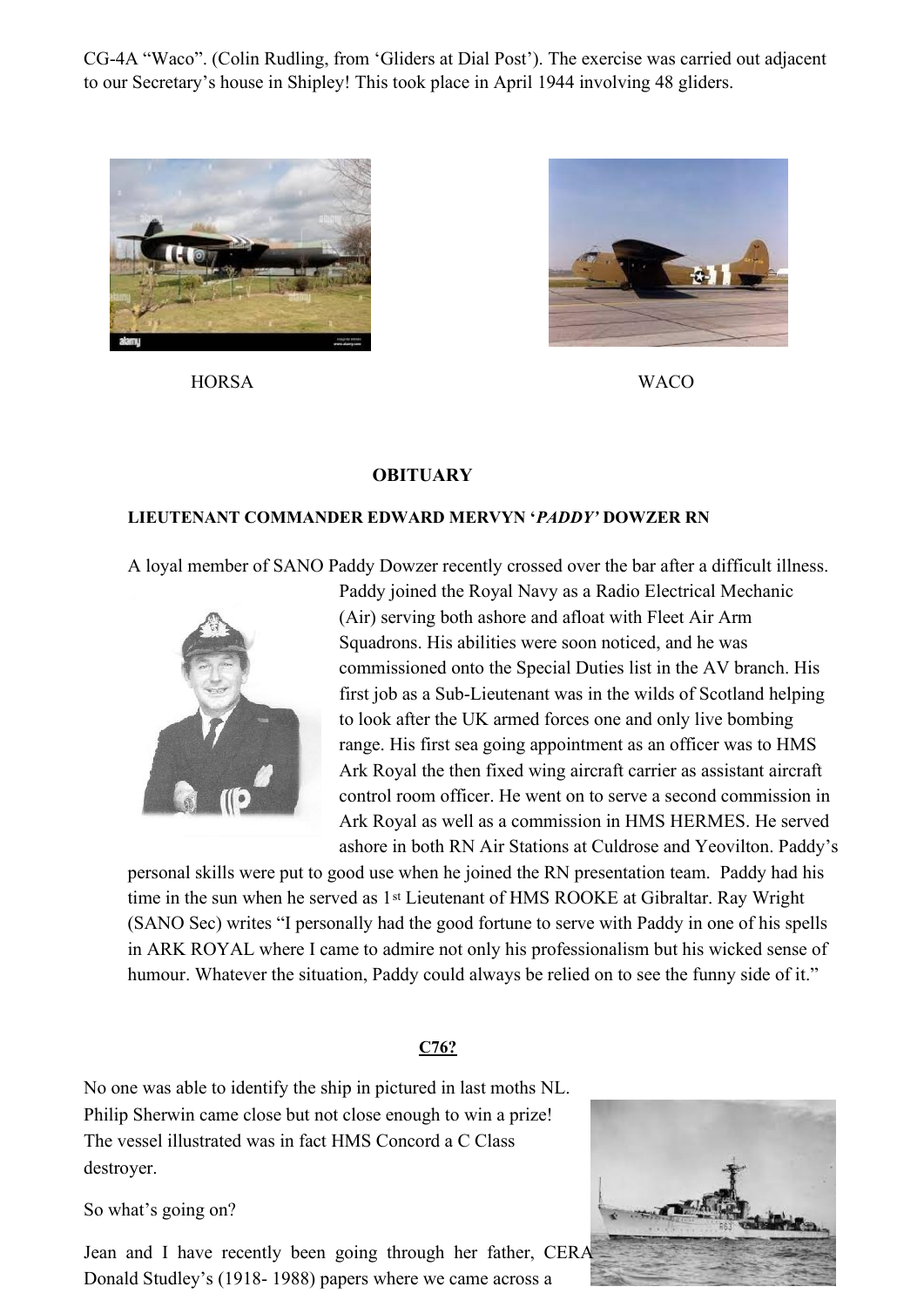CG-4A “Waco”. (Colin Rudling, from ‘Gliders at Dial Post’). The exercise was carried out adjacent to our Secretary’s house in Shipley! This took place in April 1944 involving 48 gliders.

HORSA

WACO

## OBITUARY

### LIEUTENANT COMMANDER EDWARD MERVYN ‘*PADDY’* DOWZER RN

A loyal member of SANO Paddy Dowzer recently crossed over the bar after a difficult illness. Paddy joined the Royal Navy as a Radio Electrical Mechanic (Air) serving both ashore and afloat with Fleet Air Arm Squadrons. His abilities were soon noticed, and he was commissioned onto the Special Duties list in the AV branch. His first job as a Sub-Lieutenant was in the wilds of Scotland helping to look after the UK armed forces one and only live bombing range. His first sea going appointment as an officer was to HMS Ark Royal the then fixed wing aircraft carrier as assistant aircraft control room officer. He went on to serve a second commission in Ark Royal as well as a commission in HMS HERMES. He served ashore in both RN Air Stations at Culdrose and Yeovilton. Paddy’s personal skills were put to good use when he joined the RN presentation team. Paddy had his time in the sun when he served as 1st Lieutenant of HMS ROOKE at Gibraltar. Ray Wright (SANO Sec) writes “I personally had the good fortune to serve with Paddy in one of his spells in ARK ROYAL where I came to admire not only his professionalism but his wicked sense of humour. Whatever the situation, Paddy could always be relied on to see the funny side of it.”

## C76?

No one was able to identify the ship in pictured in last moths NL. Philip Sherwin came close but not close enough to win a prize! The vessel illustrated was in fact HMS Concord a C Class destroyer.

So what’s going on?

Jean and I have recently been going through her father, CERA Donald Studley’s (1918- 1988) papers where we came across a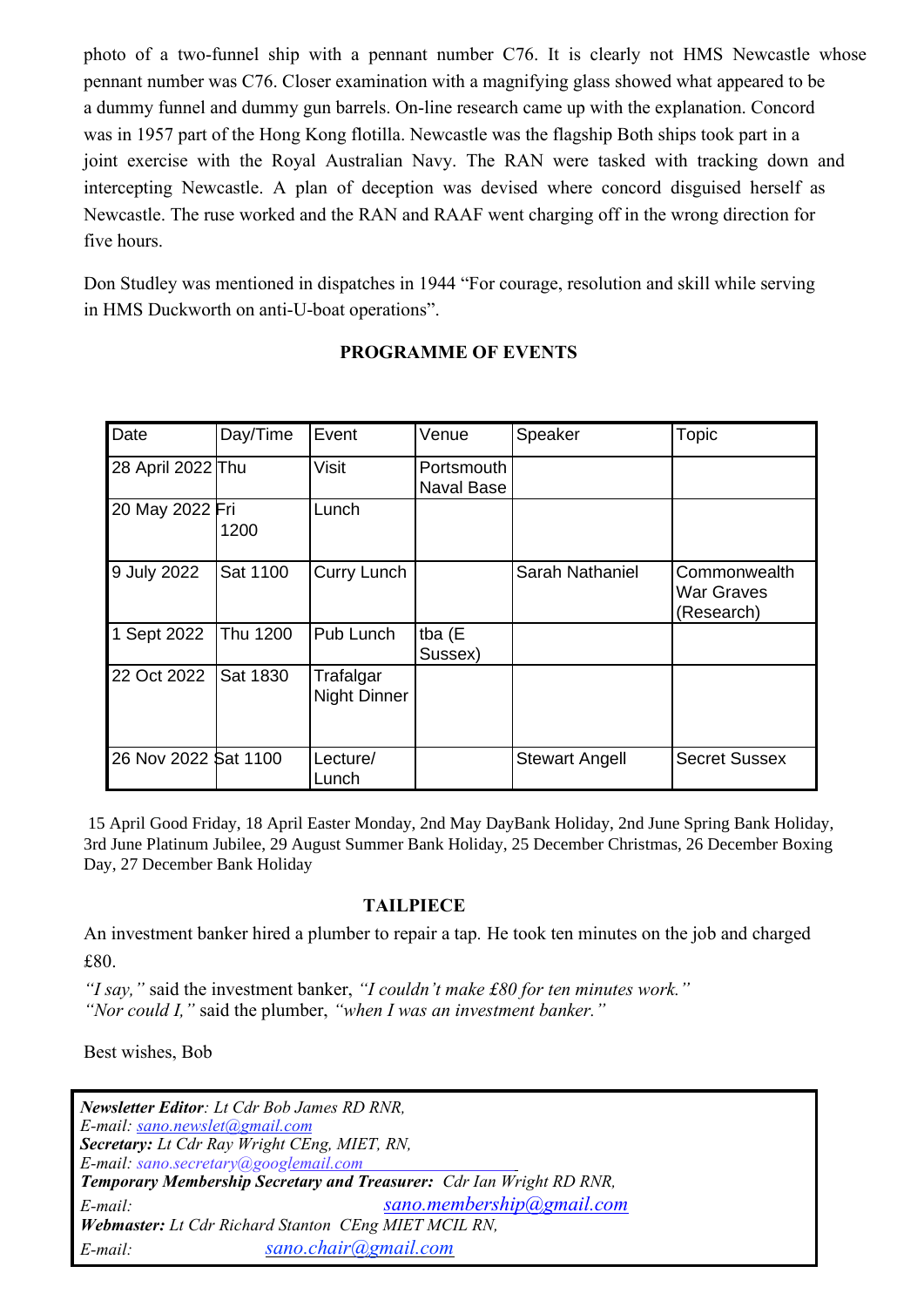photo of a two-funnel ship with a pennant number C76. It is clearly not HMS Newcastle whose pennant number was C76. Closer examination with a magnifying glass showed what appeared to be a dummy funnel and dummy gun barrels. On-line research came up with the explanation. Concord was in 1957 part of the Hong Kong flotilla. Newcastle was the flagship Both ships took part in a joint exercise with the Royal Australian Navy. The RAN were tasked with tracking down and intercepting Newcastle. A plan of deception was devised where concord disguised herself as Newcastle. The ruse worked and the RAN and RAAF went charging off in the wrong direction for five hours.

Don Studley was mentioned in dispatches in 1944 "For courage, resolution and skill while serving in HMS Duckworth on anti-U-boat operations".

## PROGRAMME OF EVENTS

| Date | Day/Time | Event | Venue | Speaker | Topic |
|---|---|---|---|---|---|
| 28 April 2022 | Thu | Visit | Portsmouth Naval Base | | |
| 20 May 2022 | Fri 1200 | Lunch | | | |
| 9 July 2022 | Sat 1100 | Curry Lunch | | Sarah Nathaniel | Commonwealth War Graves (Research) |
| 1 Sept 2022 | Thu 1200 | Pub Lunch | tba (E Sussex) | | |
| 22 Oct 2022 | Sat 1830 | Trafalgar Night Dinner | | | |
| 26 Nov 2022 | Sat 1100 | Lecture/ Lunch | | Stewart Angell | Secret Sussex |

15 April Good Friday, 18 April Easter Monday, 2nd May DayBank Holiday, 2nd June Spring Bank Holiday, 3rd June Platinum Jubilee, 29 August Summer Bank Holiday, 25 December Christmas, 26 December Boxing Day, 27 December Bank Holiday

## TAILPIECE

An investment banker hired a plumber to repair a tap. He took ten minutes on the job and charged £80.

*"I say,"* said the investment banker, *"I couldn't make £80 for ten minutes work."*
*"Nor could I,"* said the plumber, *"when I was an investment banker."*

Best wishes, Bob

***Newsletter Editor**: Lt Cdr Bob James RD RNR,*
*E-mail: sano.newslet@gmail.com*
***Secretary:** Lt Cdr Ray Wright CEng, MIET, RN,*
*E-mail: sano.secretary@googlemail.com*
***Temporary Membership Secretary and Treasurer:** Cdr Ian Wright RD RNR,*
*E-mail: sano.membership@gmail.com*
***Webmaster:** Lt Cdr Richard Stanton CEng MIET MCIL RN,*
*E-mail: sano.chair@gmail.com*